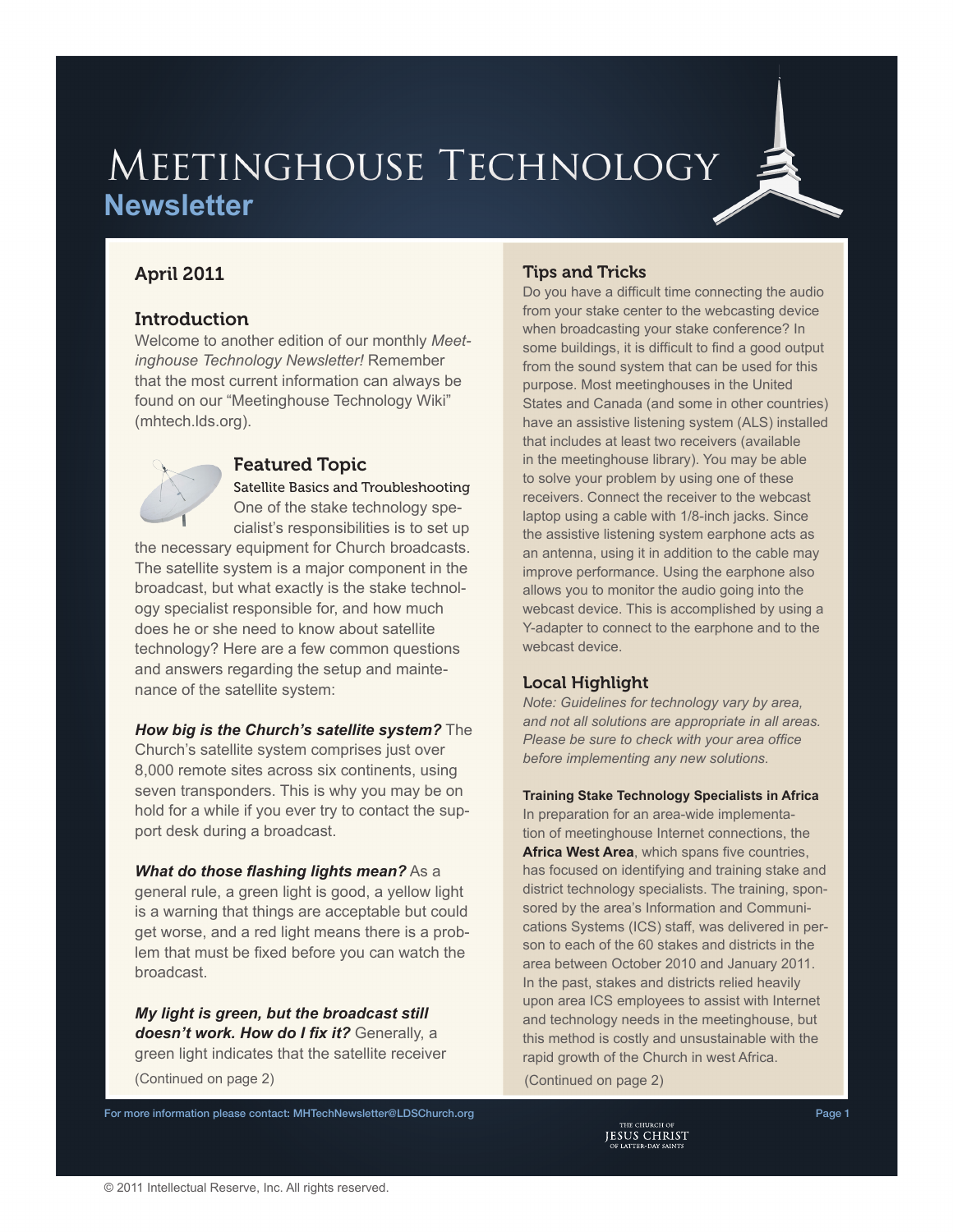// Meetinghouse Technology
## Newsletter

### April 2011

### Introduction

Welcome to another edition of our monthly *Meetinghouse Technology Newsletter!* Remember that the most current information can always be found on our "Meetinghouse Technology Wiki" (mhtech.lds.org).

### Featured Topic

Satellite Basics and Troubleshooting

One of the stake technology specialist's responsibilities is to set up the necessary equipment for Church broadcasts. The satellite system is a major component in the broadcast, but what exactly is the stake technology specialist responsible for, and how much does he or she need to know about satellite technology? Here are a few common questions and answers regarding the setup and maintenance of the satellite system:

***How big is the Church's satellite system?*** The Church's satellite system comprises just over 8,000 remote sites across six continents, using seven transponders. This is why you may be on hold for a while if you ever try to contact the support desk during a broadcast.

***What do those flashing lights mean?*** As a general rule, a green light is good, a yellow light is a warning that things are acceptable but could get worse, and a red light means there is a problem that must be fixed before you can watch the broadcast.

***My light is green, but the broadcast still doesn't work. How do I fix it?*** Generally, a green light indicates that the satellite receiver

(Continued on page 2)

### Tips and Tricks

Do you have a difficult time connecting the audio from your stake center to the webcasting device when broadcasting your stake conference? In some buildings, it is difficult to find a good output from the sound system that can be used for this purpose. Most meetinghouses in the United States and Canada (and some in other countries) have an assistive listening system (ALS) installed that includes at least two receivers (available in the meetinghouse library). You may be able to solve your problem by using one of these receivers. Connect the receiver to the webcast laptop using a cable with 1/8-inch jacks. Since the assistive listening system earphone acts as an antenna, using it in addition to the cable may improve performance. Using the earphone also allows you to monitor the audio going into the webcast device. This is accomplished by using a Y-adapter to connect to the earphone and to the webcast device.

### Local Highlight

*Note: Guidelines for technology vary by area, and not all solutions are appropriate in all areas. Please be sure to check with your area office before implementing any new solutions.*

**Training Stake Technology Specialists in Africa**

In preparation for an area-wide implementation of meetinghouse Internet connections, the **Africa West Area**, which spans five countries, has focused on identifying and training stake and district technology specialists. The training, sponsored by the area's Information and Communications Systems (ICS) staff, was delivered in person to each of the 60 stakes and districts in the area between October 2010 and January 2011. In the past, stakes and districts relied heavily upon area ICS employees to assist with Internet and technology needs in the meetinghouse, but this method is costly and unsustainable with the rapid growth of the Church in west Africa.

(Continued on page 2)

For more information please contact: MHTechNewsletter@LDSChurch.org

The Church of Jesus Christ of Latter-day Saints

© 2011 Intellectual Reserve, Inc. All rights reserved.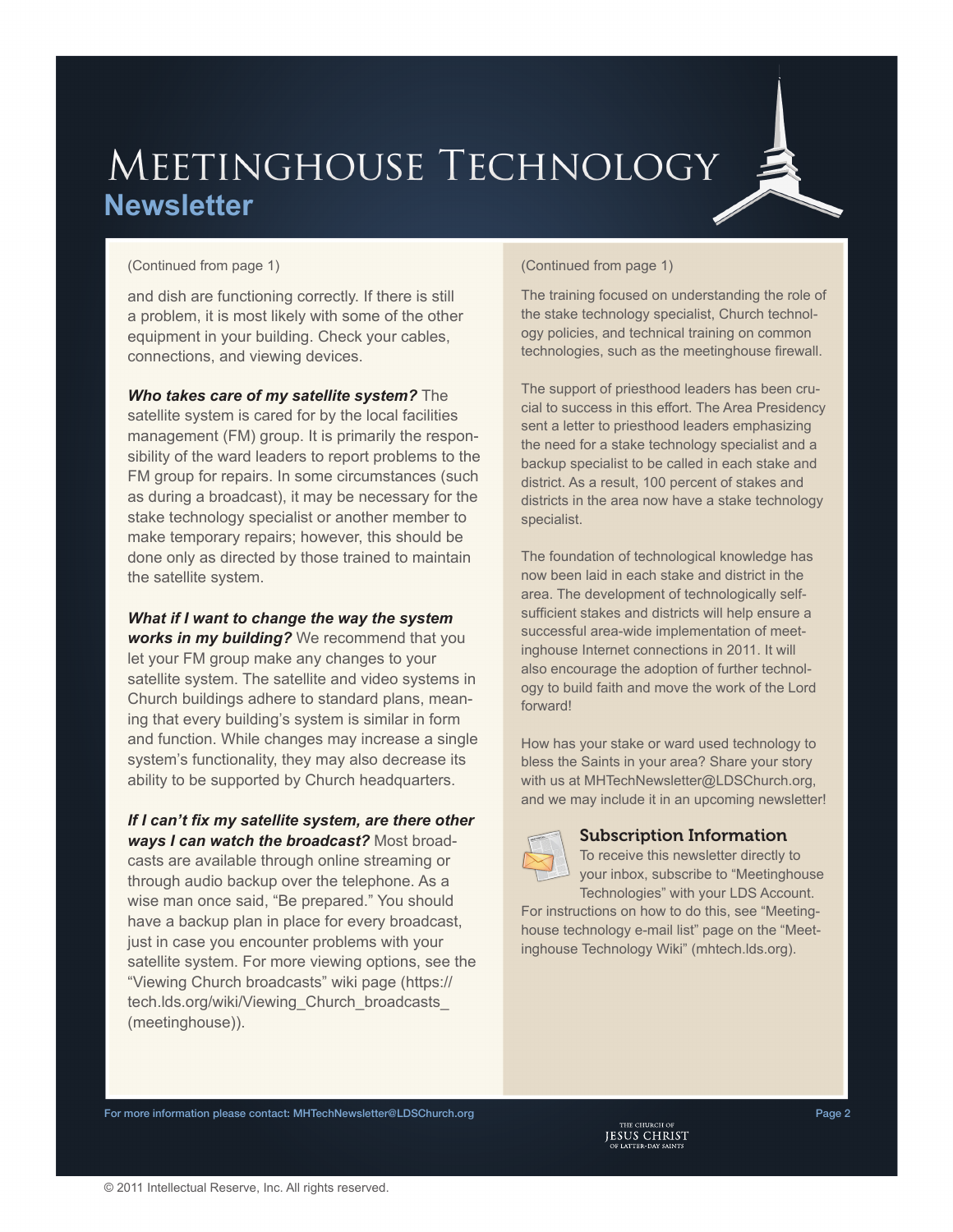(Continued from page 1)

and dish are functioning correctly. If there is still a problem, it is most likely with some of the other equipment in your building. Check your cables, connections, and viewing devices.

***Who takes care of my satellite system?*** The satellite system is cared for by the local facilities management (FM) group. It is primarily the responsibility of the ward leaders to report problems to the FM group for repairs. In some circumstances (such as during a broadcast), it may be necessary for the stake technology specialist or another member to make temporary repairs; however, this should be done only as directed by those trained to maintain the satellite system.

***What if I want to change the way the system works in my building?*** We recommend that you let your FM group make any changes to your satellite system. The satellite and video systems in Church buildings adhere to standard plans, meaning that every building's system is similar in form and function. While changes may increase a single system's functionality, they may also decrease its ability to be supported by Church headquarters.

***If I can't fix my satellite system, are there other ways I can watch the broadcast?*** Most broadcasts are available through online streaming or through audio backup over the telephone. As a wise man once said, "Be prepared." You should have a backup plan in place for every broadcast, just in case you encounter problems with your satellite system. For more viewing options, see the "Viewing Church broadcasts" wiki page (https://tech.lds.org/wiki/Viewing_Church_broadcasts_(meetinghouse)).

(Continued from page 1)

The training focused on understanding the role of the stake technology specialist, Church technology policies, and technical training on common technologies, such as the meetinghouse firewall.

The support of priesthood leaders has been crucial to success in this effort. The Area Presidency sent a letter to priesthood leaders emphasizing the need for a stake technology specialist and a backup specialist to be called in each stake and district. As a result, 100 percent of stakes and districts in the area now have a stake technology specialist.

The foundation of technological knowledge has now been laid in each stake and district in the area. The development of technologically self-sufficient stakes and districts will help ensure a successful area-wide implementation of meetinghouse Internet connections in 2011. It will also encourage the adoption of further technology to build faith and move the work of the Lord forward!

How has your stake or ward used technology to bless the Saints in your area? Share your story with us at MHTechNewsletter@LDSChurch.org, and we may include it in an upcoming newsletter!

## Subscription Information

To receive this newsletter directly to your inbox, subscribe to "Meetinghouse Technologies" with your LDS Account. For instructions on how to do this, see "Meetinghouse technology e-mail list" page on the "Meetinghouse Technology Wiki" (mhtech.lds.org).

For more information please contact: MHTechNewsletter@LDSChurch.org

© 2011 Intellectual Reserve, Inc. All rights reserved.